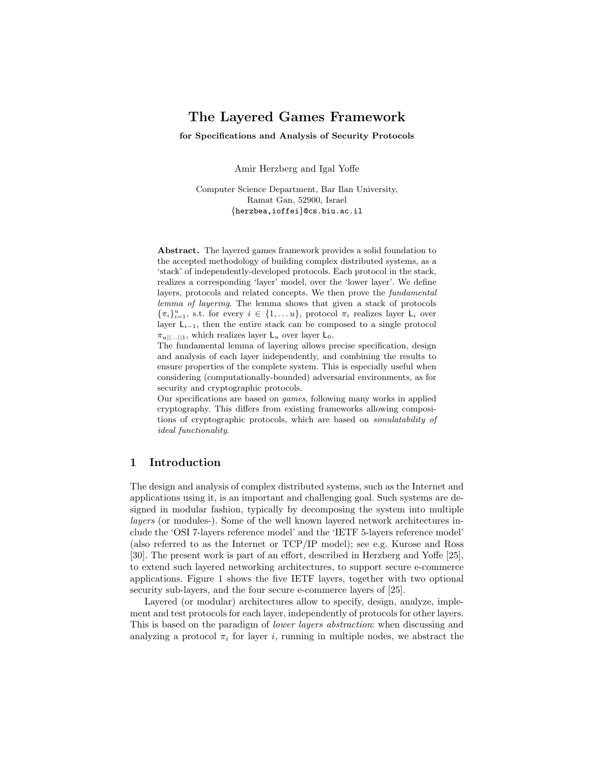# The Layered Games Framework

**for Specifications and Analysis of Security Protocols**

Amir Herzberg and Igal Yoffe

Computer Science Department, Bar Ilan University,
Ramat Gan, 52900, Israel
{herzbea,ioffei}@cs.biu.ac.il

**Abstract.** The layered games framework provides a solid foundation to the accepted methodology of building complex distributed systems, as a 'stack' of independently-developed protocols. Each protocol in the stack, realizes a corresponding 'layer' model, over the 'lower layer'. We define layers, protocols and related concepts. We then prove the *fundamental lemma of layering*. The lemma shows that given a stack of protocols $\{\pi_i\}_{i=1}^{u}$, s.t. for every $i \in \{1, \ldots u\}$, protocol $\pi_i$ realizes layer $\mathsf{L}_i$ over layer $\mathsf{L}_{i-1}$, then the entire stack can be composed to a single protocol $\pi_{u||\ldots||1}$, which realizes layer $\mathsf{L}_u$ over layer $\mathsf{L}_0$.

The fundamental lemma of layering allows precise specification, design and analysis of each layer independently, and combining the results to ensure properties of the complete system. This is especially useful when considering (computationally-bounded) adversarial environments, as for security and cryptographic protocols.

Our specifications are based on *games*, following many works in applied cryptography. This differs from existing frameworks allowing compositions of cryptographic protocols, which are based on *simulatability of ideal functionality*.

## 1 Introduction

The design and analysis of complex distributed systems, such as the Internet and applications using it, is an important and challenging goal. Such systems are designed in modular fashion, typically by decomposing the system into multiple *layers* (or modules-). Some of the well known layered network architectures include the 'OSI 7-layers reference model' and the 'IETF 5-layers reference model' (also referred to as the Internet or TCP/IP model); see e.g. Kurose and Ross [30]. The present work is part of an effort, described in Herzberg and Yoffe [25], to extend such layered networking architectures, to support secure e-commerce applications. Figure 1 shows the five IETF layers, together with two optional security sub-layers, and the four secure e-commerce layers of [25].

Layered (or modular) architectures allow to specify, design, analyze, implement and test protocols for each layer, independently of protocols for other layers. This is based on the paradigm of *lower layers abstraction*: when discussing and analyzing a protocol $\pi_i$ for layer $i$, running in multiple nodes, we abstract the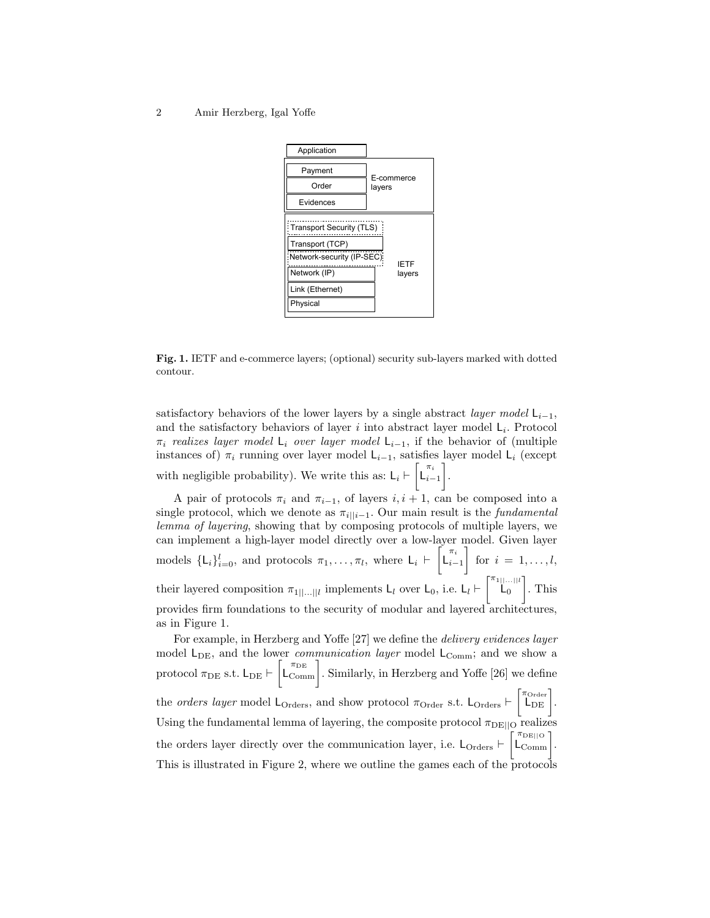Fig. 1. IETF and e-commerce layers; (optional) security sub-layers marked with dotted contour.

satisfactory behaviors of the lower layers by a single abstract *layer model* $\mathsf{L}_{i-1}$, and the satisfactory behaviors of layer $i$ into abstract layer model $\mathsf{L}_i$. Protocol $\pi_i$ *realizes layer model* $\mathsf{L}_i$ *over layer model* $\mathsf{L}_{i-1}$, if the behavior of (multiple instances of) $\pi_i$ running over layer model $\mathsf{L}_{i-1}$, satisfies layer model $\mathsf{L}_i$ (except with negligible probability). We write this as: $\mathsf{L}_i \vdash \left[\overset{\pi_i}{\mathsf{L}_{i-1}}\right]$.

A pair of protocols $\pi_i$ and $\pi_{i-1}$, of layers $i, i+1$, can be composed into a single protocol, which we denote as $\pi_{i||i-1}$. Our main result is the *fundamental lemma of layering*, showing that by composing protocols of multiple layers, we can implement a high-layer model directly over a low-layer model. Given layer models $\{\mathsf{L}_i\}_{i=0}^{l}$, and protocols $\pi_1, \ldots, \pi_l$, where $\mathsf{L}_i \vdash \left[\overset{\pi_i}{\mathsf{L}_{i-1}}\right]$ for $i = 1, \ldots, l$, their layered composition $\pi_{1||\ldots||l}$ implements $\mathsf{L}_l$ over $\mathsf{L}_0$, i.e. $\mathsf{L}_l \vdash \left[\overset{\pi_{1||\ldots||l}}{\mathsf{L}_0}\right]$. This provides firm foundations to the security of modular and layered architectures, as in Figure 1.

For example, in Herzberg and Yoffe [27] we define the *delivery evidences layer* model $\mathsf{L}_{\mathrm{DE}}$, and the lower *communication layer* model $\mathsf{L}_{\mathrm{Comm}}$; and we show a protocol $\pi_{\mathrm{DE}}$ s.t. $\mathsf{L}_{\mathrm{DE}} \vdash \left[\overset{\pi_{\mathrm{DE}}}{\mathsf{L}_{\mathrm{Comm}}}\right]$. Similarly, in Herzberg and Yoffe [26] we define the *orders layer* model $\mathsf{L}_{\mathrm{Orders}}$, and show protocol $\pi_{\mathrm{Order}}$ s.t. $\mathsf{L}_{\mathrm{Orders}} \vdash \left[\overset{\pi_{\mathrm{Order}}}{\mathsf{L}_{\mathrm{DE}}}\right]$. Using the fundamental lemma of layering, the composite protocol $\pi_{\mathrm{DE}||\mathrm{O}}$ realizes the orders layer directly over the communication layer, i.e. $\mathsf{L}_{\mathrm{Orders}} \vdash \left[\overset{\pi_{\mathrm{DE}||\mathrm{O}}}{\mathsf{L}_{\mathrm{Comm}}}\right]$. This is illustrated in Figure 2, where we outline the games each of the protocols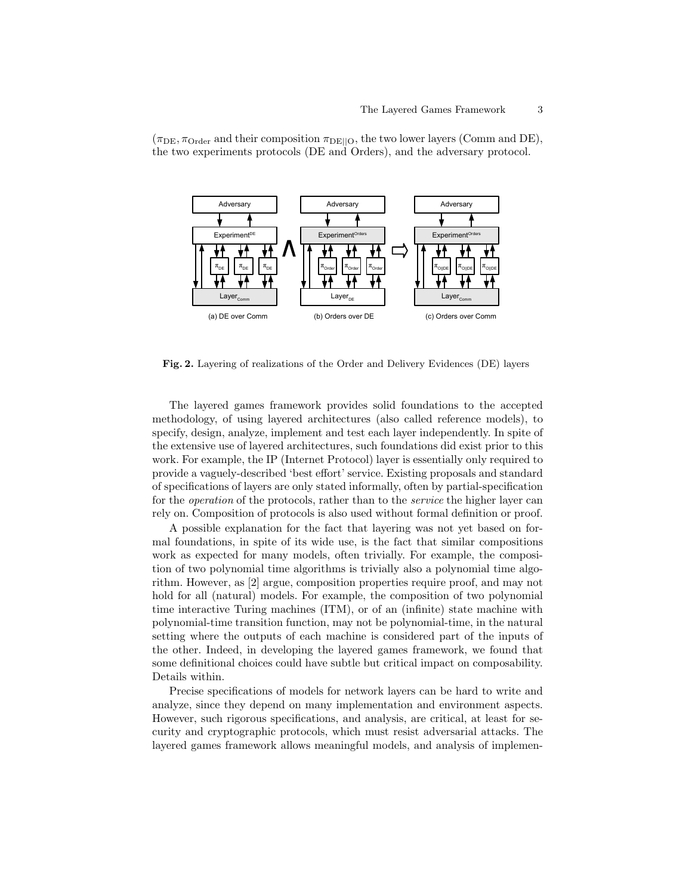($\pi_{\text{DE}}, \pi_{\text{Order}}$ and their composition $\pi_{\text{DE}||\text{O}}$, the two lower layers (Comm and DE), the two experiments protocols (DE and Orders), and the adversary protocol.

**Fig. 2.** Layering of realizations of the Order and Delivery Evidences (DE) layers

The layered games framework provides solid foundations to the accepted methodology, of using layered architectures (also called reference models), to specify, design, analyze, implement and test each layer independently. In spite of the extensive use of layered architectures, such foundations did exist prior to this work. For example, the IP (Internet Protocol) layer is essentially only required to provide a vaguely-described 'best effort' service. Existing proposals and standard of specifications of layers are only stated informally, often by partial-specification for the *operation* of the protocols, rather than to the *service* the higher layer can rely on. Composition of protocols is also used without formal definition or proof.

A possible explanation for the fact that layering was not yet based on formal foundations, in spite of its wide use, is the fact that similar compositions work as expected for many models, often trivially. For example, the composition of two polynomial time algorithms is trivially also a polynomial time algorithm. However, as [2] argue, composition properties require proof, and may not hold for all (natural) models. For example, the composition of two polynomial time interactive Turing machines (ITM), or of an (infinite) state machine with polynomial-time transition function, may not be polynomial-time, in the natural setting where the outputs of each machine is considered part of the inputs of the other. Indeed, in developing the layered games framework, we found that some definitional choices could have subtle but critical impact on composability. Details within.

Precise specifications of models for network layers can be hard to write and analyze, since they depend on many implementation and environment aspects. However, such rigorous specifications, and analysis, are critical, at least for security and cryptographic protocols, which must resist adversarial attacks. The layered games framework allows meaningful models, and analysis of implemen-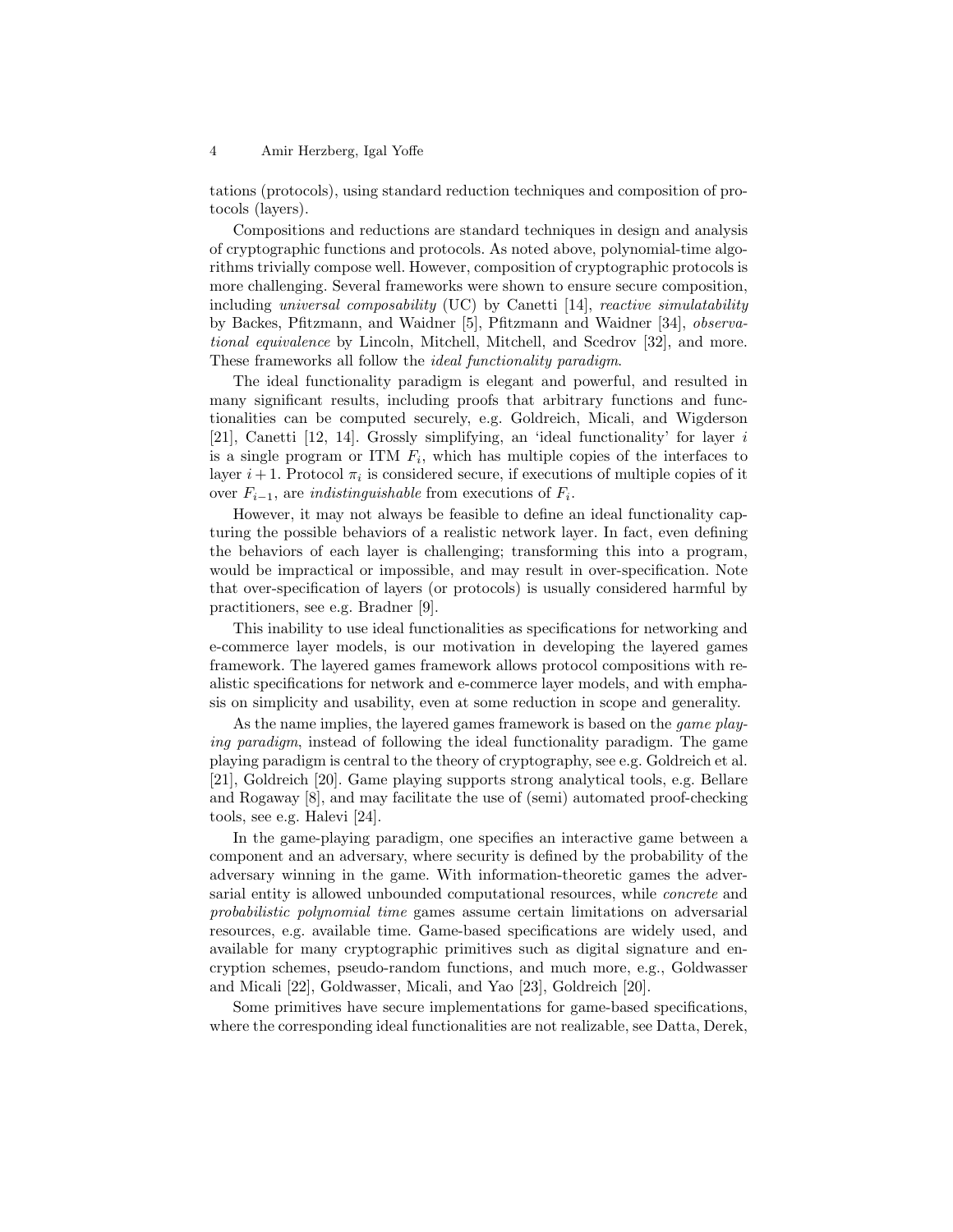tations (protocols), using standard reduction techniques and composition of protocols (layers).

Compositions and reductions are standard techniques in design and analysis of cryptographic functions and protocols. As noted above, polynomial-time algorithms trivially compose well. However, composition of cryptographic protocols is more challenging. Several frameworks were shown to ensure secure composition, including *universal composability* (UC) by Canetti [14], *reactive simulatability* by Backes, Pfitzmann, and Waidner [5], Pfitzmann and Waidner [34], *observational equivalence* by Lincoln, Mitchell, Mitchell, and Scedrov [32], and more. These frameworks all follow the *ideal functionality paradigm*.

The ideal functionality paradigm is elegant and powerful, and resulted in many significant results, including proofs that arbitrary functions and functionalities can be computed securely, e.g. Goldreich, Micali, and Wigderson [21], Canetti [12, 14]. Grossly simplifying, an 'ideal functionality' for layer $i$ is a single program or ITM $F_i$, which has multiple copies of the interfaces to layer $i+1$. Protocol $\pi_i$ is considered secure, if executions of multiple copies of it over $F_{i-1}$, are *indistinguishable* from executions of $F_i$.

However, it may not always be feasible to define an ideal functionality capturing the possible behaviors of a realistic network layer. In fact, even defining the behaviors of each layer is challenging; transforming this into a program, would be impractical or impossible, and may result in over-specification. Note that over-specification of layers (or protocols) is usually considered harmful by practitioners, see e.g. Bradner [9].

This inability to use ideal functionalities as specifications for networking and e-commerce layer models, is our motivation in developing the layered games framework. The layered games framework allows protocol compositions with realistic specifications for network and e-commerce layer models, and with emphasis on simplicity and usability, even at some reduction in scope and generality.

As the name implies, the layered games framework is based on the *game playing paradigm*, instead of following the ideal functionality paradigm. The game playing paradigm is central to the theory of cryptography, see e.g. Goldreich et al. [21], Goldreich [20]. Game playing supports strong analytical tools, e.g. Bellare and Rogaway [8], and may facilitate the use of (semi) automated proof-checking tools, see e.g. Halevi [24].

In the game-playing paradigm, one specifies an interactive game between a component and an adversary, where security is defined by the probability of the adversary winning in the game. With information-theoretic games the adversarial entity is allowed unbounded computational resources, while *concrete* and *probabilistic polynomial time* games assume certain limitations on adversarial resources, e.g. available time. Game-based specifications are widely used, and available for many cryptographic primitives such as digital signature and encryption schemes, pseudo-random functions, and much more, e.g., Goldwasser and Micali [22], Goldwasser, Micali, and Yao [23], Goldreich [20].

Some primitives have secure implementations for game-based specifications, where the corresponding ideal functionalities are not realizable, see Datta, Derek,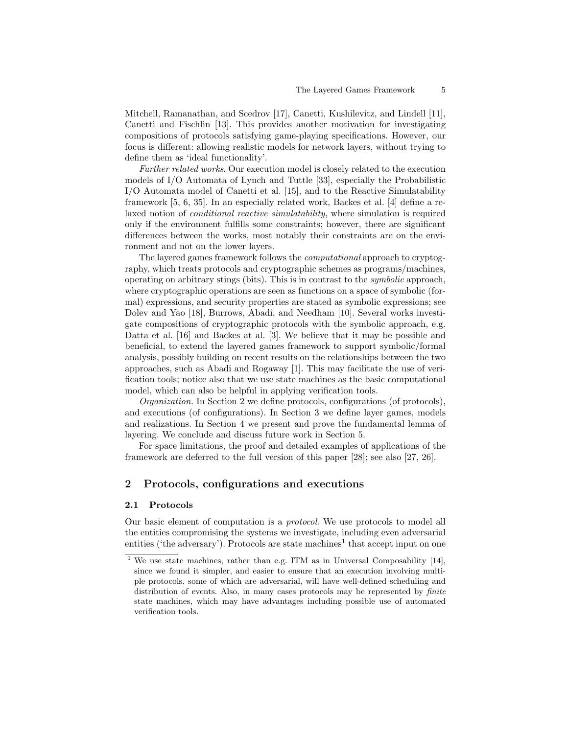Mitchell, Ramanathan, and Scedrov [17], Canetti, Kushilevitz, and Lindell [11], Canetti and Fischlin [13]. This provides another motivation for investigating compositions of protocols satisfying game-playing specifications. However, our focus is different: allowing realistic models for network layers, without trying to define them as 'ideal functionality'.

*Further related works*. Our execution model is closely related to the execution models of I/O Automata of Lynch and Tuttle [33], especially the Probabilistic I/O Automata model of Canetti et al. [15], and to the Reactive Simulatability framework [5, 6, 35]. In an especially related work, Backes et al. [4] define a relaxed notion of *conditional reactive simulatability*, where simulation is required only if the environment fulfills some constraints; however, there are significant differences between the works, most notably their constraints are on the environment and not on the lower layers.

The layered games framework follows the *computational* approach to cryptography, which treats protocols and cryptographic schemes as programs/machines, operating on arbitrary stings (bits). This is in contrast to the *symbolic* approach, where cryptographic operations are seen as functions on a space of symbolic (formal) expressions, and security properties are stated as symbolic expressions; see Dolev and Yao [18], Burrows, Abadi, and Needham [10]. Several works investigate compositions of cryptographic protocols with the symbolic approach, e.g. Datta et al. [16] and Backes at al. [3]. We believe that it may be possible and beneficial, to extend the layered games framework to support symbolic/formal analysis, possibly building on recent results on the relationships between the two approaches, such as Abadi and Rogaway [1]. This may facilitate the use of verification tools; notice also that we use state machines as the basic computational model, which can also be helpful in applying verification tools.

*Organization*. In Section 2 we define protocols, configurations (of protocols), and executions (of configurations). In Section 3 we define layer games, models and realizations. In Section 4 we present and prove the fundamental lemma of layering. We conclude and discuss future work in Section 5.

For space limitations, the proof and detailed examples of applications of the framework are deferred to the full version of this paper [28]; see also [27, 26].

## 2 Protocols, configurations and executions

### 2.1 Protocols

Our basic element of computation is a *protocol*. We use protocols to model all the entities compromising the systems we investigate, including even adversarial entities ('the adversary'). Protocols are state machines[1] that accept input on one

[1] We use state machines, rather than e.g. ITM as in Universal Composability [14], since we found it simpler, and easier to ensure that an execution involving multiple protocols, some of which are adversarial, will have well-defined scheduling and distribution of events. Also, in many cases protocols may be represented by *finite* state machines, which may have advantages including possible use of automated verification tools.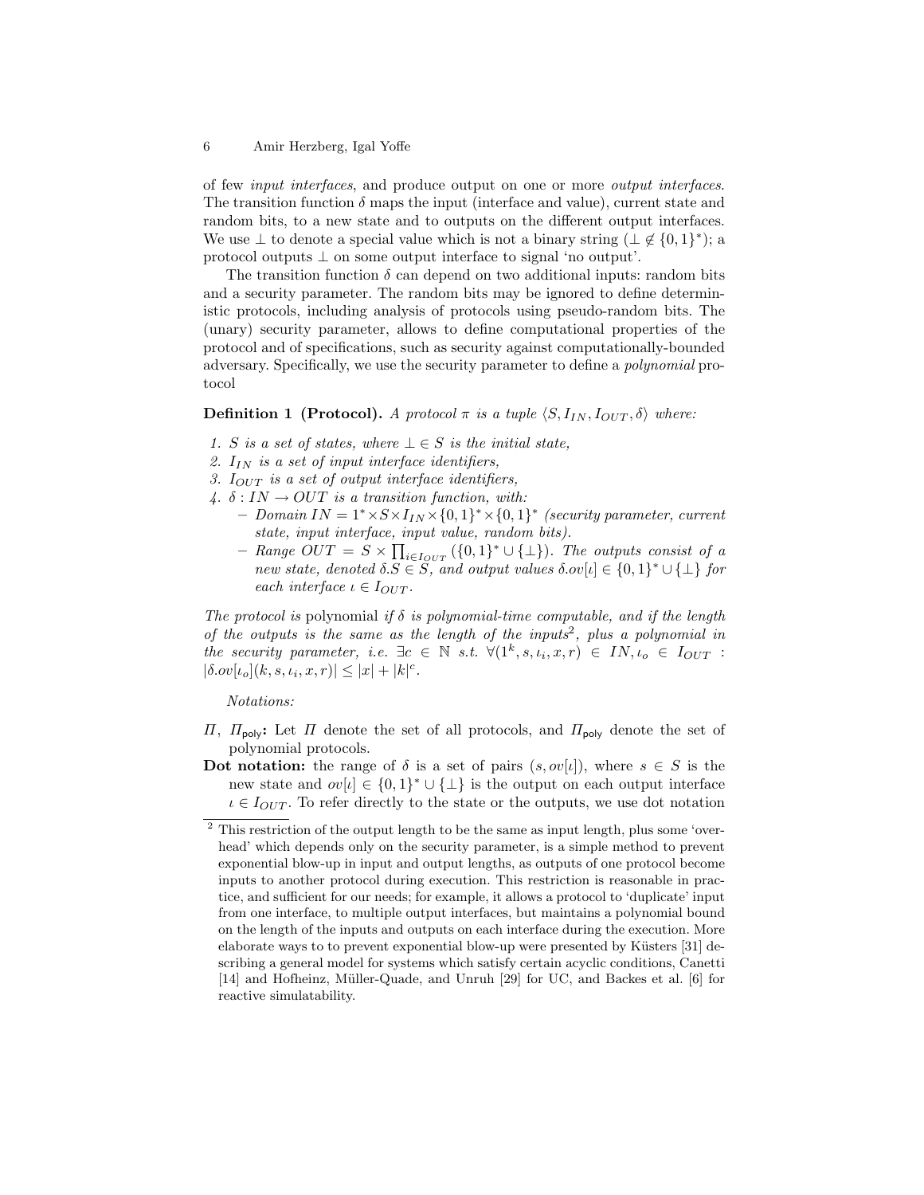of few *input interfaces*, and produce output on one or more *output interfaces*. The transition function $\delta$ maps the input (interface and value), current state and random bits, to a new state and to outputs on the different output interfaces. We use $\perp$ to denote a special value which is not a binary string ($\perp \notin \{0,1\}^*$); a protocol outputs $\perp$ on some output interface to signal 'no output'.

The transition function $\delta$ can depend on two additional inputs: random bits and a security parameter. The random bits may be ignored to define deterministic protocols, including analysis of protocols using pseudo-random bits. The (unary) security parameter, allows to define computational properties of the protocol and of specifications, such as security against computationally-bounded adversary. Specifically, we use the security parameter to define a *polynomial* protocol

**Definition 1 (Protocol).** *A protocol $\pi$ is a tuple $\langle S, I_{IN}, I_{OUT}, \delta\rangle$ where:*

1. *$S$ is a set of states, where $\perp \in S$ is the initial state,*
2. *$I_{IN}$ is a set of input interface identifiers,*
3. *$I_{OUT}$ is a set of output interface identifiers,*
4. *$\delta : IN \to OUT$ is a transition function, with:*
   - *Domain $IN = 1^* \times S \times I_{IN} \times \{0,1\}^* \times \{0,1\}^*$ (security parameter, current state, input interface, input value, random bits).*
   - *Range $OUT = S \times \prod_{i \in I_{OUT}} (\{0,1\}^* \cup \{\perp\})$. The outputs consist of a new state, denoted $\delta.S \in S$, and output values $\delta.ov[\iota] \in \{0,1\}^* \cup \{\perp\}$ for each interface $\iota \in I_{OUT}$.*

*The protocol is* polynomial *if $\delta$ is polynomial-time computable, and if the length of the outputs is the same as the length of the inputs*[2]*, plus a polynomial in the security parameter, i.e. $\exists c \in \mathbb{N}$ s.t. $\forall (1^k, s, \iota_i, x, r) \in IN, \iota_o \in I_{OUT}$ : $|\delta.ov[\iota_o](k, s, \iota_i, x, r)| \leq |x| + |k|^c$.*

*Notations:*

**$\Pi$, $\Pi_{\mathsf{poly}}$:** Let $\Pi$ denote the set of all protocols, and $\Pi_{\mathsf{poly}}$ denote the set of polynomial protocols.

**Dot notation:** the range of $\delta$ is a set of pairs $(s, ov[\iota])$, where $s \in S$ is the new state and $ov[\iota] \in \{0,1\}^* \cup \{\perp\}$ is the output on each output interface $\iota \in I_{OUT}$. To refer directly to the state or the outputs, we use dot notation

[2] This restriction of the output length to be the same as input length, plus some 'overhead' which depends only on the security parameter, is a simple method to prevent exponential blow-up in input and output lengths, as outputs of one protocol become inputs to another protocol during execution. This restriction is reasonable in practice, and sufficient for our needs; for example, it allows a protocol to 'duplicate' input from one interface, to multiple output interfaces, but maintains a polynomial bound on the length of the inputs and outputs on each interface during the execution. More elaborate ways to to prevent exponential blow-up were presented by Küsters [31] describing a general model for systems which satisfy certain acyclic conditions, Canetti [14] and Hofheinz, Müller-Quade, and Unruh [29] for UC, and Backes et al. [6] for reactive simulatability.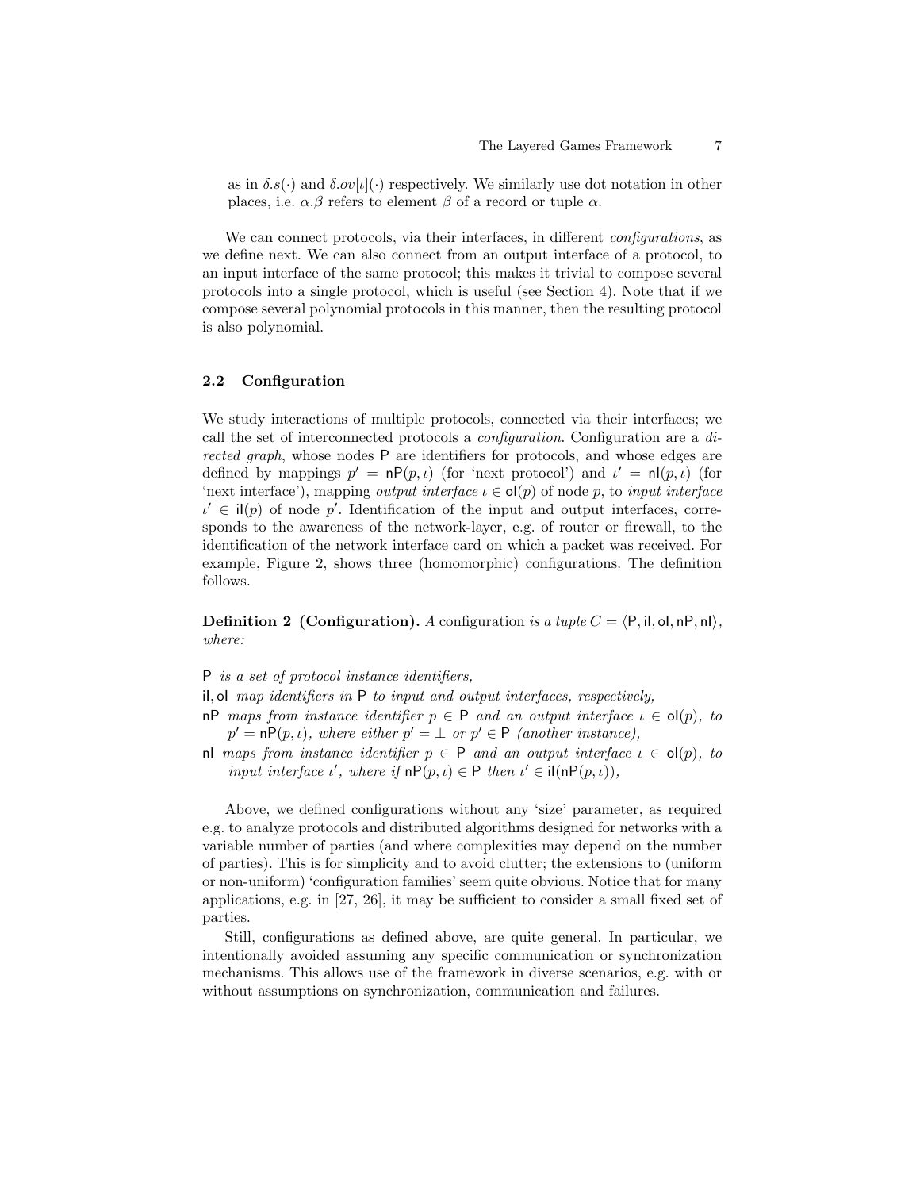as in $\delta.s(\cdot)$ and $\delta.ov[\iota](\cdot)$ respectively. We similarly use dot notation in other places, i.e. $\alpha.\beta$ refers to element $\beta$ of a record or tuple $\alpha$.

We can connect protocols, via their interfaces, in different *configurations*, as we define next. We can also connect from an output interface of a protocol, to an input interface of the same protocol; this makes it trivial to compose several protocols into a single protocol, which is useful (see Section 4). Note that if we compose several polynomial protocols in this manner, then the resulting protocol is also polynomial.

### 2.2 Configuration

We study interactions of multiple protocols, connected via their interfaces; we call the set of interconnected protocols a *configuration*. Configuration are a *directed graph*, whose nodes $\mathsf{P}$ are identifiers for protocols, and whose edges are defined by mappings $p' = \mathsf{nP}(p, \iota)$ (for 'next protocol') and $\iota' = \mathsf{nI}(p, \iota)$ (for 'next interface'), mapping *output interface* $\iota \in \mathsf{oI}(p)$ of node $p$, to *input interface* $\iota' \in \mathsf{iI}(p)$ of node $p'$. Identification of the input and output interfaces, corresponds to the awareness of the network-layer, e.g. of router or firewall, to the identification of the network interface card on which a packet was received. For example, Figure 2, shows three (homomorphic) configurations. The definition follows.

**Definition 2 (Configuration).** *A* configuration *is a tuple* $C = \langle \mathsf{P}, \mathsf{iI}, \mathsf{oI}, \mathsf{nP}, \mathsf{nI} \rangle$*, where:*

$\mathsf{P}$ *is a set of protocol instance identifiers,*

$\mathsf{iI}, \mathsf{oI}$ *map identifiers in* $\mathsf{P}$ *to input and output interfaces, respectively,*

$\mathsf{nP}$ *maps from instance identifier* $p \in \mathsf{P}$ *and an output interface* $\iota \in \mathsf{oI}(p)$*, to* $p' = \mathsf{nP}(p, \iota)$*, where either* $p' = \perp$ *or* $p' \in \mathsf{P}$ *(another instance),*

$\mathsf{nI}$ *maps from instance identifier* $p \in \mathsf{P}$ *and an output interface* $\iota \in \mathsf{oI}(p)$*, to input interface* $\iota'$*, where if* $\mathsf{nP}(p, \iota) \in \mathsf{P}$ *then* $\iota' \in \mathsf{iI}(\mathsf{nP}(p, \iota))$*,*

Above, we defined configurations without any 'size' parameter, as required e.g. to analyze protocols and distributed algorithms designed for networks with a variable number of parties (and where complexities may depend on the number of parties). This is for simplicity and to avoid clutter; the extensions to (uniform or non-uniform) 'configuration families' seem quite obvious. Notice that for many applications, e.g. in [27, 26], it may be sufficient to consider a small fixed set of parties.

Still, configurations as defined above, are quite general. In particular, we intentionally avoided assuming any specific communication or synchronization mechanisms. This allows use of the framework in diverse scenarios, e.g. with or without assumptions on synchronization, communication and failures.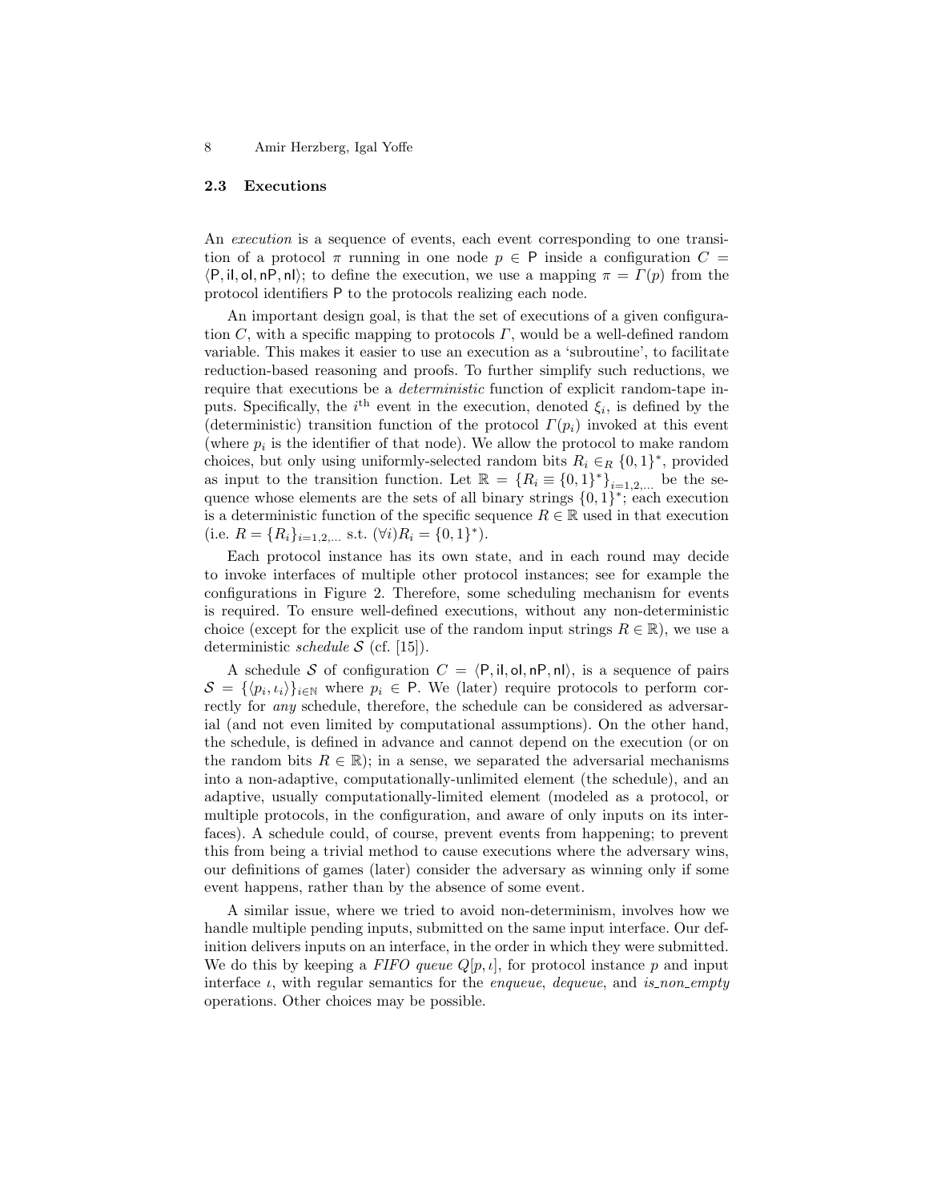### 2.3 Executions

An *execution* is a sequence of events, each event corresponding to one transition of a protocol $\pi$ running in one node $p \in \mathsf{P}$ inside a configuration $C = \langle \mathsf{P}, \mathsf{iI}, \mathsf{oI}, \mathsf{nP}, \mathsf{nI} \rangle$; to define the execution, we use a mapping $\pi = \Gamma(p)$ from the protocol identifiers $\mathsf{P}$ to the protocols realizing each node.

An important design goal, is that the set of executions of a given configuration $C$, with a specific mapping to protocols $\Gamma$, would be a well-defined random variable. This makes it easier to use an execution as a 'subroutine', to facilitate reduction-based reasoning and proofs. To further simplify such reductions, we require that executions be a *deterministic* function of explicit random-tape inputs. Specifically, the $i^{\text{th}}$ event in the execution, denoted $\xi_i$, is defined by the (deterministic) transition function of the protocol $\Gamma(p_i)$ invoked at this event (where $p_i$ is the identifier of that node). We allow the protocol to make random choices, but only using uniformly-selected random bits $R_i \in_R \{0,1\}^*$, provided as input to the transition function. Let $\mathbb{R} = \{R_i \equiv \{0,1\}^*\}_{i=1,2,\ldots}$ be the sequence whose elements are the sets of all binary strings $\{0,1\}^*$; each execution is a deterministic function of the specific sequence $R \in \mathbb{R}$ used in that execution (i.e. $R = \{R_i\}_{i=1,2,\ldots}$ s.t. $(\forall i) R_i = \{0,1\}^*$).

Each protocol instance has its own state, and in each round may decide to invoke interfaces of multiple other protocol instances; see for example the configurations in Figure 2. Therefore, some scheduling mechanism for events is required. To ensure well-defined executions, without any non-deterministic choice (except for the explicit use of the random input strings $R \in \mathbb{R}$), we use a deterministic *schedule* $\mathcal{S}$ (cf. [15]).

A schedule $\mathcal{S}$ of configuration $C = \langle \mathsf{P}, \mathsf{iI}, \mathsf{oI}, \mathsf{nP}, \mathsf{nI} \rangle$, is a sequence of pairs $\mathcal{S} = \{\langle p_i, \iota_i \rangle\}_{i \in \mathbb{N}}$ where $p_i \in \mathsf{P}$. We (later) require protocols to perform correctly for *any* schedule, therefore, the schedule can be considered as adversarial (and not even limited by computational assumptions). On the other hand, the schedule, is defined in advance and cannot depend on the execution (or on the random bits $R \in \mathbb{R}$); in a sense, we separated the adversarial mechanisms into a non-adaptive, computationally-unlimited element (the schedule), and an adaptive, usually computationally-limited element (modeled as a protocol, or multiple protocols, in the configuration, and aware of only inputs on its interfaces). A schedule could, of course, prevent events from happening; to prevent this from being a trivial method to cause executions where the adversary wins, our definitions of games (later) consider the adversary as winning only if some event happens, rather than by the absence of some event.

A similar issue, where we tried to avoid non-determinism, involves how we handle multiple pending inputs, submitted on the same input interface. Our definition delivers inputs on an interface, in the order in which they were submitted. We do this by keeping a *FIFO queue* $Q[p, \iota]$, for protocol instance $p$ and input interface $\iota$, with regular semantics for the *enqueue*, *dequeue*, and *is_non_empty* operations. Other choices may be possible.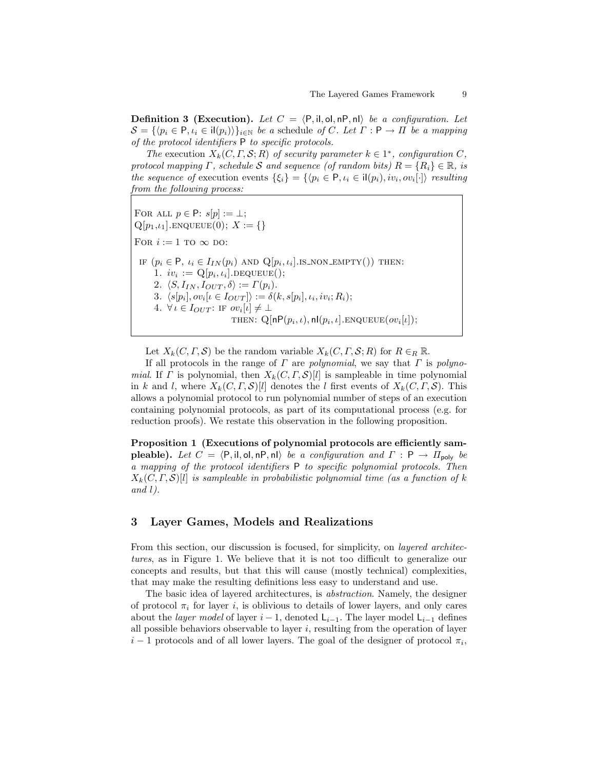**Definition 3 (Execution).** *Let $C = \langle \mathsf{P}, \mathsf{il}, \mathsf{ol}, \mathsf{nP}, \mathsf{nl} \rangle$ be a configuration. Let $\mathcal{S} = \{\langle p_i \in \mathsf{P}, \iota_i \in \mathsf{il}(p_i) \rangle\}_{i \in \mathbb{N}}$ be a* schedule *of $C$. Let $\Gamma : \mathsf{P} \to \Pi$ be a mapping of the protocol identifiers $\mathsf{P}$ to specific protocols.*

*The* execution *$X_k(C, \Gamma, \mathcal{S}; R)$ of security parameter $k \in 1^*$, configuration $C$, protocol mapping $\Gamma$, schedule $\mathcal{S}$ and sequence (of random bits) $R = \{R_i\} \in \mathbb{R}$, is the sequence of* execution events *$\{\xi_i\} = \{\langle p_i \in \mathsf{P}, \iota_i \in \mathsf{il}(p_i), iv_i, ov_i[\cdot] \rangle$ resulting from the following process:*

```
FOR ALL p ∈ P: s[p] := ⊥;
Q[p_1, ι_1].ENQUEUE(0); X := {}
FOR i := 1 TO ∞ DO:
 IF (p_i ∈ P, ι_i ∈ I_IN(p_i) AND Q[p_i, ι_i].IS_NON_EMPTY()) THEN:
   1. iv_i := Q[p_i, ι_i].DEQUEUE();
   2. ⟨S, I_IN, I_OUT, δ⟩ := Γ(p_i).
   3. ⟨s[p_i], ov_i[ι ∈ I_OUT]⟩ := δ(k, s[p_i], ι_i, iv_i; R_i);
   4. ∀ ι ∈ I_OUT: IF ov_i[ι] ≠ ⊥
                    THEN: Q[nP(p_i, ι), nl(p_i, ι)].ENQUEUE(ov_i[ι]);
```

Let $X_k(C, \Gamma, \mathcal{S})$ be the random variable $X_k(C, \Gamma, \mathcal{S}; R)$ for $R \in_R \mathbb{R}$.

If all protocols in the range of $\Gamma$ are *polynomial*, we say that $\Gamma$ is *polynomial*. If $\Gamma$ is polynomial, then $X_k(C, \Gamma, \mathcal{S})[l]$ is sampleable in time polynomial in $k$ and $l$, where $X_k(C, \Gamma, \mathcal{S})[l]$ denotes the $l$ first events of $X_k(C, \Gamma, \mathcal{S})$. This allows a polynomial protocol to run polynomial number of steps of an execution containing polynomial protocols, as part of its computational process (e.g. for reduction proofs). We restate this observation in the following proposition.

**Proposition 1 (Executions of polynomial protocols are efficiently sampleable).** *Let $C = \langle \mathsf{P}, \mathsf{il}, \mathsf{ol}, \mathsf{nP}, \mathsf{nl} \rangle$ be a configuration and $\Gamma : \mathsf{P} \to \Pi_{\mathsf{poly}}$ be a mapping of the protocol identifiers $\mathsf{P}$ to specific polynomial protocols. Then $X_k(C, \Gamma, \mathcal{S})[l]$ is sampleable in probabilistic polynomial time (as a function of $k$ and $l$).*

## 3 Layer Games, Models and Realizations

From this section, our discussion is focused, for simplicity, on *layered architectures*, as in Figure 1. We believe that it is not too difficult to generalize our concepts and results, but that this will cause (mostly technical) complexities, that may make the resulting definitions less easy to understand and use.

The basic idea of layered architectures, is *abstraction*. Namely, the designer of protocol $\pi_i$ for layer $i$, is oblivious to details of lower layers, and only cares about the *layer model* of layer $i-1$, denoted $\mathsf{L}_{i-1}$. The layer model $\mathsf{L}_{i-1}$ defines all possible behaviors observable to layer $i$, resulting from the operation of layer $i-1$ protocols and of all lower layers. The goal of the designer of protocol $\pi_i$,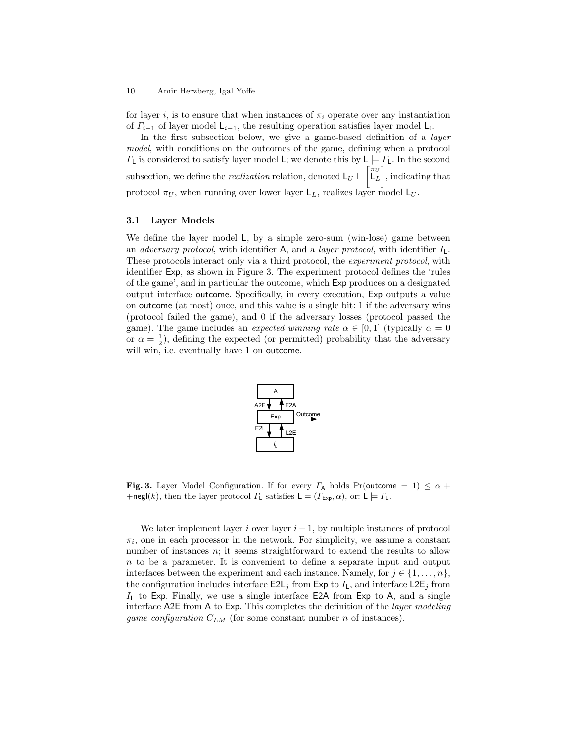for layer $i$, is to ensure that when instances of $\pi_i$ operate over any instantiation of $\Gamma_{i-1}$ of layer model $\mathsf{L}_{i-1}$, the resulting operation satisfies layer model $\mathsf{L}_i$.

In the first subsection below, we give a game-based definition of a *layer model*, with conditions on the outcomes of the game, defining when a protocol $\Gamma_{\mathsf{L}}$ is considered to satisfy layer model $\mathsf{L}$; we denote this by $\mathsf{L} \models \Gamma_{\mathsf{L}}$. In the second subsection, we define the *realization* relation, denoted $\mathsf{L}_U \vdash \begin{bmatrix} \pi_U \\ \mathsf{L}_L \end{bmatrix}$, indicating that protocol $\pi_U$, when running over lower layer $\mathsf{L}_L$, realizes layer model $\mathsf{L}_U$.

### 3.1 Layer Models

We define the layer model $\mathsf{L}$, by a simple zero-sum (win-lose) game between an *adversary protocol*, with identifier $\mathsf{A}$, and a *layer protocol*, with identifier $I_{\mathsf{L}}$. These protocols interact only via a third protocol, the *experiment protocol*, with identifier $\mathsf{Exp}$, as shown in Figure 3. The experiment protocol defines the 'rules of the game', and in particular the outcome, which $\mathsf{Exp}$ produces on a designated output interface $\mathsf{outcome}$. Specifically, in every execution, $\mathsf{Exp}$ outputs a value on $\mathsf{outcome}$ (at most) once, and this value is a single bit: 1 if the adversary wins (protocol failed the game), and 0 if the adversary losses (protocol passed the game). The game includes an *expected winning rate* $\alpha \in [0, 1]$ (typically $\alpha = 0$ or $\alpha = \frac{1}{2}$), defining the expected (or permitted) probability that the adversary will win, i.e. eventually have 1 on $\mathsf{outcome}$.

**Fig. 3.** Layer Model Configuration. If for every $\Gamma_{\mathsf{A}}$ holds $\Pr(\mathsf{outcome} = 1) \leq \alpha + \mathsf{negl}(k)$, then the layer protocol $\Gamma_{\mathsf{L}}$ satisfies $\mathsf{L} = (\Gamma_{\mathsf{Exp}}, \alpha)$, or: $\mathsf{L} \models \Gamma_{\mathsf{L}}$.

We later implement layer $i$ over layer $i-1$, by multiple instances of protocol $\pi_i$, one in each processor in the network. For simplicity, we assume a constant number of instances $n$; it seems straightforward to extend the results to allow $n$ to be a parameter. It is convenient to define a separate input and output interfaces between the experiment and each instance. Namely, for $j \in \{1, \ldots, n\}$, the configuration includes interface $\mathsf{E2L}_j$ from $\mathsf{Exp}$ to $I_{\mathsf{L}}$, and interface $\mathsf{L2E}_j$ from $I_{\mathsf{L}}$ to $\mathsf{Exp}$. Finally, we use a single interface $\mathsf{E2A}$ from $\mathsf{Exp}$ to $\mathsf{A}$, and a single interface $\mathsf{A2E}$ from $\mathsf{A}$ to $\mathsf{Exp}$. This completes the definition of the *layer modeling game configuration* $C_{LM}$ (for some constant number $n$ of instances).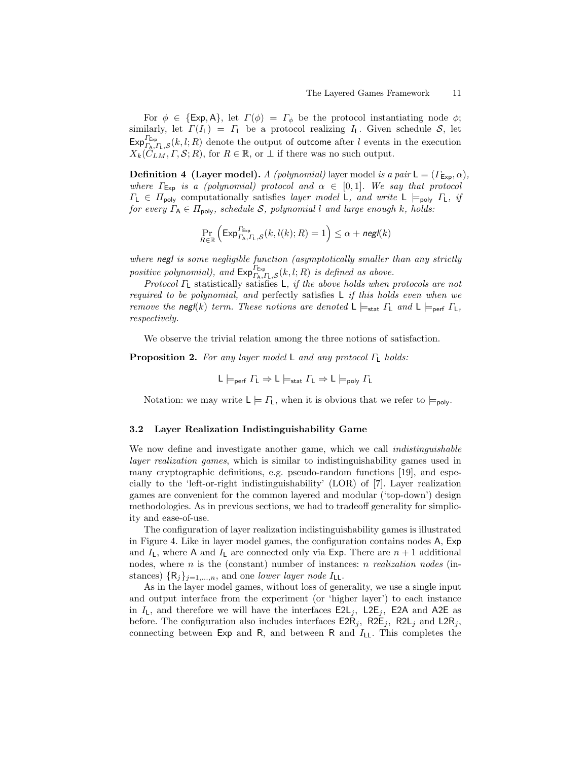For $\phi \in \{\mathsf{Exp}, \mathsf{A}\}$, let $\Gamma(\phi) = \Gamma_\phi$ be the protocol instantiating node $\phi$; similarly, let $\Gamma(I_\mathsf{L}) = \Gamma_\mathsf{L}$ be a protocol realizing $I_\mathsf{L}$. Given schedule $\mathcal{S}$, let $\mathsf{Exp}^{\Gamma_{\mathsf{Exp}}}_{\Gamma_\mathsf{A},\Gamma_\mathsf{L},\mathcal{S}}(k, l; R)$ denote the output of $\mathsf{outcome}$ after $l$ events in the execution $X_k(C_{LM}, \Gamma, \mathcal{S}; R)$, for $R \in \mathbb{R}$, or $\perp$ if there was no such output.

**Definition 4 (Layer model).** *A (polynomial)* layer model *is a pair* $\mathsf{L} = (\Gamma_{\mathsf{Exp}}, \alpha)$, *where* $\Gamma_{\mathsf{Exp}}$ *is a (polynomial) protocol and* $\alpha \in [0, 1]$. *We say that protocol* $\Gamma_\mathsf{L} \in \Pi_{\mathsf{poly}}$ computationally satisfies *layer model* $\mathsf{L}$, *and write* $\mathsf{L} \models_{\mathsf{poly}} \Gamma_\mathsf{L}$, *if for every* $\Gamma_\mathsf{A} \in \Pi_{\mathsf{poly}}$, *schedule* $\mathcal{S}$, *polynomial* $l$ *and large enough* $k$, *holds:*

$$\Pr_{R \in \mathbb{R}} \left( \mathsf{Exp}^{\Gamma_{\mathsf{Exp}}}_{\Gamma_\mathsf{A},\Gamma_\mathsf{L},\mathcal{S}}(k, l(k); R) = 1 \right) \leq \alpha + \mathit{negl}(k)$$

*where* $\mathit{negl}$ *is some negligible function (asymptotically smaller than any strictly positive polynomial), and* $\mathsf{Exp}^{\Gamma_{\mathsf{Exp}}}_{\Gamma_\mathsf{A},\Gamma_\mathsf{L},\mathcal{S}}(k, l; R)$ *is defined as above.*

*Protocol* $\Gamma_\mathsf{L}$ statistically satisfies $\mathsf{L}$, *if the above holds when protocols are not required to be polynomial, and* perfectly satisfies $\mathsf{L}$ *if this holds even when we remove the* $\mathit{negl}(k)$ *term. These notions are denoted* $\mathsf{L} \models_{\mathsf{stat}} \Gamma_\mathsf{L}$ *and* $\mathsf{L} \models_{\mathsf{perf}} \Gamma_\mathsf{L}$, *respectively.*

We observe the trivial relation among the three notions of satisfaction.

**Proposition 2.** *For any layer model* $\mathsf{L}$ *and any protocol* $\Gamma_\mathsf{L}$ *holds:*

$$\mathsf{L} \models_{\mathsf{perf}} \Gamma_\mathsf{L} \Rightarrow \mathsf{L} \models_{\mathsf{stat}} \Gamma_\mathsf{L} \Rightarrow \mathsf{L} \models_{\mathsf{poly}} \Gamma_\mathsf{L}$$

Notation: we may write $\mathsf{L} \models \Gamma_\mathsf{L}$, when it is obvious that we refer to $\models_{\mathsf{poly}}$.

### 3.2 Layer Realization Indistinguishability Game

We now define and investigate another game, which we call *indistinguishable layer realization games*, which is similar to indistinguishability games used in many cryptographic definitions, e.g. pseudo-random functions [19], and especially to the 'left-or-right indistinguishability' (LOR) of [7]. Layer realization games are convenient for the common layered and modular ('top-down') design methodologies. As in previous sections, we had to tradeoff generality for simplicity and ease-of-use.

The configuration of layer realization indistinguishability games is illustrated in Figure 4. Like in layer model games, the configuration contains nodes $\mathsf{A}$, $\mathsf{Exp}$ and $I_\mathsf{L}$, where $\mathsf{A}$ and $I_\mathsf{L}$ are connected only via $\mathsf{Exp}$. There are $n + 1$ additional nodes, where $n$ is the (constant) number of instances: $n$ *realization nodes* (instances) $\{\mathsf{R}_j\}_{j=1,\ldots,n}$, and one *lower layer node* $I_{\mathsf{LL}}$.

As in the layer model games, without loss of generality, we use a single input and output interface from the experiment (or 'higher layer') to each instance in $I_\mathsf{L}$, and therefore we will have the interfaces $\mathsf{E2L}_j$, $\mathsf{L2E}_j$, $\mathsf{E2A}$ and $\mathsf{A2E}$ as before. The configuration also includes interfaces $\mathsf{E2R}_j$, $\mathsf{R2E}_j$, $\mathsf{R2L}_j$ and $\mathsf{L2R}_j$, connecting between $\mathsf{Exp}$ and $\mathsf{R}$, and between $\mathsf{R}$ and $I_{\mathsf{LL}}$. This completes the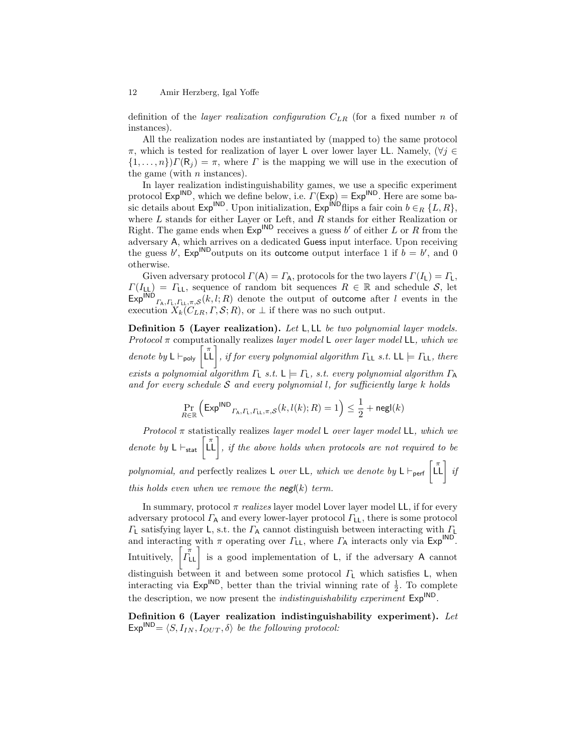definition of the *layer realization configuration* $C_{LR}$ (for a fixed number $n$ of instances).

All the realization nodes are instantiated by (mapped to) the same protocol $\pi$, which is tested for realization of layer $\mathsf{L}$ over lower layer $\mathsf{LL}$. Namely, $(\forall j \in \{1, \ldots, n\}) \Gamma(\mathsf{R}_j) = \pi$, where $\Gamma$ is the mapping we will use in the execution of the game (with $n$ instances).

In layer realization indistinguishability games, we use a specific experiment protocol $\mathsf{Exp}^{\mathsf{IND}}$, which we define below, i.e. $\Gamma(\mathsf{Exp}) = \mathsf{Exp}^{\mathsf{IND}}$. Here are some basic details about $\mathsf{Exp}^{\mathsf{IND}}$. Upon initialization, $\mathsf{Exp}^{\mathsf{IND}}$flips a fair coin $b \in_R \{L, R\}$, where $L$ stands for either Layer or Left, and $R$ stands for either Realization or Right. The game ends when $\mathsf{Exp}^{\mathsf{IND}}$ receives a guess $b'$ of either $L$ or $R$ from the adversary $\mathsf{A}$, which arrives on a dedicated $\mathsf{Guess}$ input interface. Upon receiving the guess $b'$, $\mathsf{Exp}^{\mathsf{IND}}$outputs on its $\mathsf{outcome}$ output interface 1 if $b = b'$, and 0 otherwise.

Given adversary protocol $\Gamma(\mathsf{A}) = \Gamma_{\mathsf{A}}$, protocols for the two layers $\Gamma(I_{\mathsf{L}}) = \Gamma_{\mathsf{L}}$, $\Gamma(I_{\mathsf{LL}}) = \Gamma_{\mathsf{LL}}$, sequence of random bit sequences $R \in \mathbb{R}$ and schedule $\mathcal{S}$, let $\mathsf{Exp}^{\mathsf{IND}}{}_{\Gamma_{\mathsf{A}},\Gamma_{\mathsf{L}},\Gamma_{\mathsf{LL}},\pi,\mathcal{S}}(k, l; R)$ denote the output of $\mathsf{outcome}$ after $l$ events in the execution $X_k(C_{LR}, \Gamma, \mathcal{S}; R)$, or $\perp$ if there was no such output.

**Definition 5 (Layer realization).** *Let* $\mathsf{L}, \mathsf{LL}$ *be two polynomial layer models. Protocol* $\pi$ computationally realizes *layer model* $\mathsf{L}$ *over layer model* $\mathsf{LL}$*, which we denote by* $\mathsf{L} \vdash_{\mathsf{poly}} \left[\overset{\pi}{\mathsf{LL}}\right]$*, if for every polynomial algorithm* $\Gamma_{\mathsf{LL}}$ *s.t.* $\mathsf{LL} \models \Gamma_{\mathsf{LL}}$*, there exists a polynomial algorithm* $\Gamma_{\mathsf{L}}$ *s.t.* $\mathsf{L} \models \Gamma_{\mathsf{L}}$*, s.t. every polynomial algorithm* $\Gamma_{\mathsf{A}}$ *and for every schedule* $\mathcal{S}$ *and every polynomial* $l$*, for sufficiently large* $k$ *holds*

$$\Pr_{R \in \mathbb{R}} \left( \mathsf{Exp}^{\mathsf{IND}}{}_{\Gamma_{\mathsf{A}},\Gamma_{\mathsf{L}},\Gamma_{\mathsf{LL}},\pi,\mathcal{S}}(k, l(k); R) = 1 \right) \leq \frac{1}{2} + \mathsf{negl}(k)$$

*Protocol* $\pi$ statistically realizes *layer model* $\mathsf{L}$ *over layer model* $\mathsf{LL}$*, which we denote by* $\mathsf{L} \vdash_{\mathsf{stat}} \left[\overset{\pi}{\mathsf{LL}}\right]$*, if the above holds when protocols are not required to be polynomial, and* perfectly realizes $\mathsf{L}$ *over* $\mathsf{LL}$*, which we denote by* $\mathsf{L} \vdash_{\mathsf{perf}} \left[\overset{\pi}{\mathsf{LL}}\right]$ *if this holds even when we remove the* $\mathsf{negl}(k)$ *term.*

In summary, protocol $\pi$ *realizes* layer model $\mathsf{L}$over layer model $\mathsf{LL}$, if for every adversary protocol $\Gamma_{\mathsf{A}}$ and every lower-layer protocol $\Gamma_{\mathsf{LL}}$, there is some protocol $\Gamma_{\mathsf{L}}$ satisfying layer $\mathsf{L}$, s.t. the $\Gamma_{\mathsf{A}}$ cannot distinguish between interacting with $\Gamma_{\mathsf{L}}$ and interacting with $\pi$ operating over $\Gamma_{\mathsf{LL}}$, where $\Gamma_{\mathsf{A}}$ interacts only via $\mathsf{Exp}^{\mathsf{IND}}$. Intuitively, $\left[\overset{\pi}{\Gamma_{\mathsf{LL}}}\right]$ is a good implementation of $\mathsf{L}$, if the adversary $\mathsf{A}$ cannot distinguish between it and between some protocol $\Gamma_{\mathsf{L}}$ which satisfies $\mathsf{L}$, when interacting via $\mathsf{Exp}^{\mathsf{IND}}$, better than the trivial winning rate of $\frac{1}{2}$. To complete the description, we now present the *indistinguishability experiment* $\mathsf{Exp}^{\mathsf{IND}}$.

**Definition 6 (Layer realization indistinguishability experiment).** *Let* $\mathsf{Exp}^{\mathsf{IND}} = \langle S, I_{IN}, I_{OUT}, \delta \rangle$ *be the following protocol:*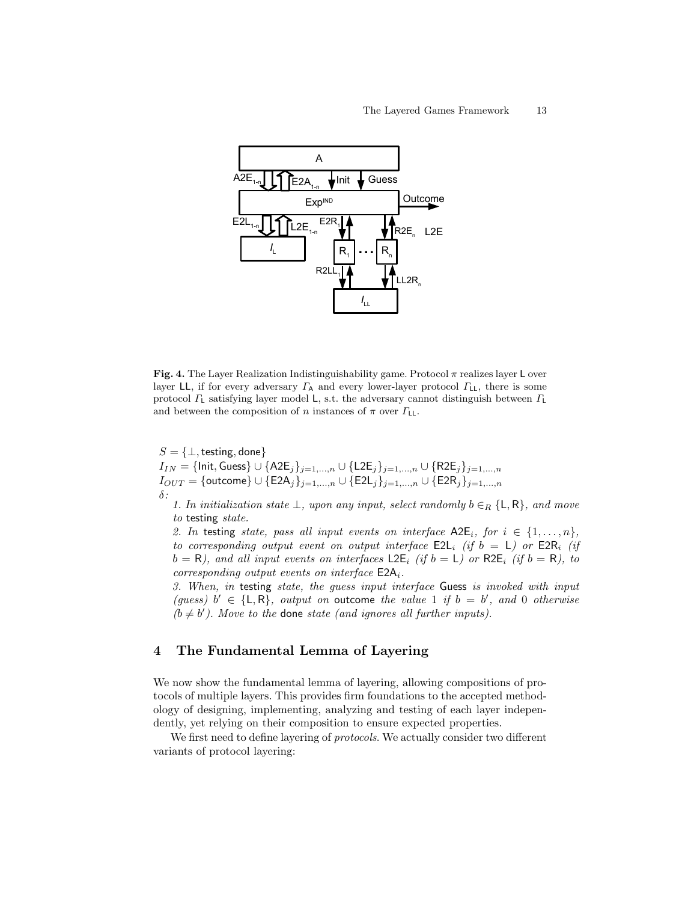**Fig. 4.** The Layer Realization Indistinguishability game. Protocol $\pi$ realizes layer $\mathsf{L}$ over layer $\mathsf{LL}$, if for every adversary $\Gamma_{\mathsf{A}}$ and every lower-layer protocol $\Gamma_{\mathsf{LL}}$, there is some protocol $\Gamma_{\mathsf{L}}$ satisfying layer model $\mathsf{L}$, s.t. the adversary cannot distinguish between $\Gamma_{\mathsf{L}}$ and between the composition of $n$ instances of $\pi$ over $\Gamma_{\mathsf{LL}}$.

$S = \{\perp, \mathsf{testing}, \mathsf{done}\}$
$I_{IN} = \{\mathsf{Init}, \mathsf{Guess}\} \cup \{\mathsf{A2E}_j\}_{j=1,\ldots,n} \cup \{\mathsf{L2E}_j\}_{j=1,\ldots,n} \cup \{\mathsf{R2E}_j\}_{j=1,\ldots,n}$
$I_{OUT} = \{\mathsf{outcome}\} \cup \{\mathsf{E2A}_j\}_{j=1,\ldots,n} \cup \{\mathsf{E2L}_j\}_{j=1,\ldots,n} \cup \{\mathsf{E2R}_j\}_{j=1,\ldots,n}$
$\delta$:

*1. In initialization state $\perp$, upon any input, select randomly $b \in_R \{\mathsf{L}, \mathsf{R}\}$, and move to* testing *state.*

*2. In* testing *state, pass all input events on interface $\mathsf{A2E}_i$, for $i \in \{1, \ldots, n\}$, to corresponding output event on output interface $\mathsf{E2L}_i$ (if $b = \mathsf{L}$) or $\mathsf{E2R}_i$ (if $b = \mathsf{R}$), and all input events on interfaces $\mathsf{L2E}_i$ (if $b = \mathsf{L}$) or $\mathsf{R2E}_i$ (if $b = \mathsf{R}$), to corresponding output events on interface $\mathsf{E2A}_i$.*

*3. When, in* testing *state, the guess input interface* Guess *is invoked with input (guess) $b' \in \{\mathsf{L}, \mathsf{R}\}$, output on* outcome *the value 1 if $b = b'$, and 0 otherwise ($b \neq b'$). Move to the* done *state (and ignores all further inputs).*

## 4 The Fundamental Lemma of Layering

We now show the fundamental lemma of layering, allowing compositions of protocols of multiple layers. This provides firm foundations to the accepted methodology of designing, implementing, analyzing and testing of each layer independently, yet relying on their composition to ensure expected properties.

We first need to define layering of *protocols*. We actually consider two different variants of protocol layering: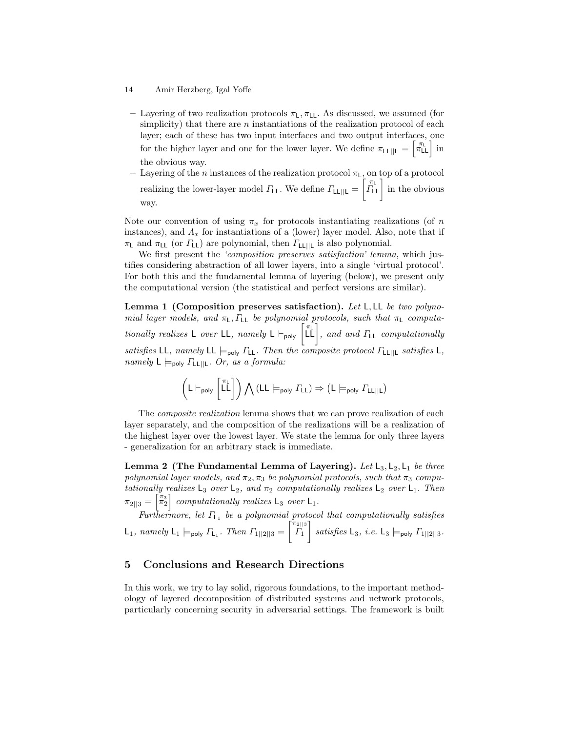- Layering of two realization protocols $\pi_{\mathsf{L}}, \pi_{\mathsf{LL}}$. As discussed, we assumed (for simplicity) that there are $n$ instantiations of the realization protocol of each layer; each of these has two input interfaces and two output interfaces, one for the higher layer and one for the lower layer. We define $\pi_{\mathsf{LL}||\mathsf{L}} = \left[\pi_{\mathsf{LL}}^{\pi_{\mathsf{L}}}\right]$ in the obvious way.
- Layering of the $n$ instances of the realization protocol $\pi_{\mathsf{L}}$, on top of a protocol realizing the lower-layer model $\Gamma_{\mathsf{LL}}$. We define $\Gamma_{\mathsf{LL}||\mathsf{L}} = \left[\Gamma_{\mathsf{LL}}^{\pi_{\mathsf{L}}}\right]$ in the obvious way.

Note our convention of using $\pi_x$ for protocols instantiating realizations (of $n$ instances), and $\Lambda_x$ for instantiations of a (lower) layer model. Also, note that if $\pi_{\mathsf{L}}$ and $\pi_{\mathsf{LL}}$ (or $\Gamma_{\mathsf{LL}}$) are polynomial, then $\Gamma_{\mathsf{LL}||\mathsf{L}}$ is also polynomial.

We first present the *'composition preserves satisfaction' lemma*, which justifies considering abstraction of all lower layers, into a single 'virtual protocol'. For both this and the fundamental lemma of layering (below), we present only the computational version (the statistical and perfect versions are similar).

**Lemma 1 (Composition preserves satisfaction).** *Let* $\mathsf{L}, \mathsf{LL}$ *be two polynomial layer models, and* $\pi_{\mathsf{L}}, \Gamma_{\mathsf{LL}}$ *be polynomial protocols, such that* $\pi_{\mathsf{L}}$ *computationally realizes* $\mathsf{L}$ *over* $\mathsf{LL}$*, namely* $\mathsf{L} \vdash_{\mathsf{poly}} \left[\mathsf{LL}^{\pi_{\mathsf{L}}}\right]$*, and and* $\Gamma_{\mathsf{LL}}$ *computationally satisfies* $\mathsf{LL}$*, namely* $\mathsf{LL} \models_{\mathsf{poly}} \Gamma_{\mathsf{LL}}$*. Then the composite protocol* $\Gamma_{\mathsf{LL}||\mathsf{L}}$ *satisfies* $\mathsf{L}$*, namely* $\mathsf{L} \models_{\mathsf{poly}} \Gamma_{\mathsf{LL}||\mathsf{L}}$*. Or, as a formula:*

$$\left(\mathsf{L} \vdash_{\mathsf{poly}} \left[\mathsf{LL}^{\pi_{\mathsf{L}}}\right]\right) \bigwedge \left(\mathsf{LL} \models_{\mathsf{poly}} \Gamma_{\mathsf{LL}}\right) \Rightarrow \left(\mathsf{L} \models_{\mathsf{poly}} \Gamma_{\mathsf{LL}||\mathsf{L}}\right)$$

The *composite realization* lemma shows that we can prove realization of each layer separately, and the composition of the realizations will be a realization of the highest layer over the lowest layer. We state the lemma for only three layers - generalization for an arbitrary stack is immediate.

**Lemma 2 (The Fundamental Lemma of Layering).** *Let* $\mathsf{L}_3, \mathsf{L}_2, \mathsf{L}_1$ *be three polynomial layer models, and* $\pi_2, \pi_3$ *be polynomial protocols, such that* $\pi_3$ *computationally realizes* $\mathsf{L}_3$ *over* $\mathsf{L}_2$*, and* $\pi_2$ *computationally realizes* $\mathsf{L}_2$ *over* $\mathsf{L}_1$*. Then* $\pi_{2||3} = \left[\pi_2^{\pi_3}\right]$ *computationally realizes* $\mathsf{L}_3$ *over* $\mathsf{L}_1$*.*

*Furthermore, let* $\Gamma_{\mathsf{L}_1}$ *be a polynomial protocol that computationally satisfies* $\mathsf{L}_1$*, namely* $\mathsf{L}_1 \models_{\mathsf{poly}} \Gamma_{\mathsf{L}_1}$*. Then* $\Gamma_{1||2||3} = \left[\Gamma_1^{\pi_{2||3}}\right]$ *satisfies* $\mathsf{L}_3$*, i.e.* $\mathsf{L}_3 \models_{\mathsf{poly}} \Gamma_{1||2||3}$*.*

## 5 Conclusions and Research Directions

In this work, we try to lay solid, rigorous foundations, to the important methodology of layered decomposition of distributed systems and network protocols, particularly concerning security in adversarial settings. The framework is built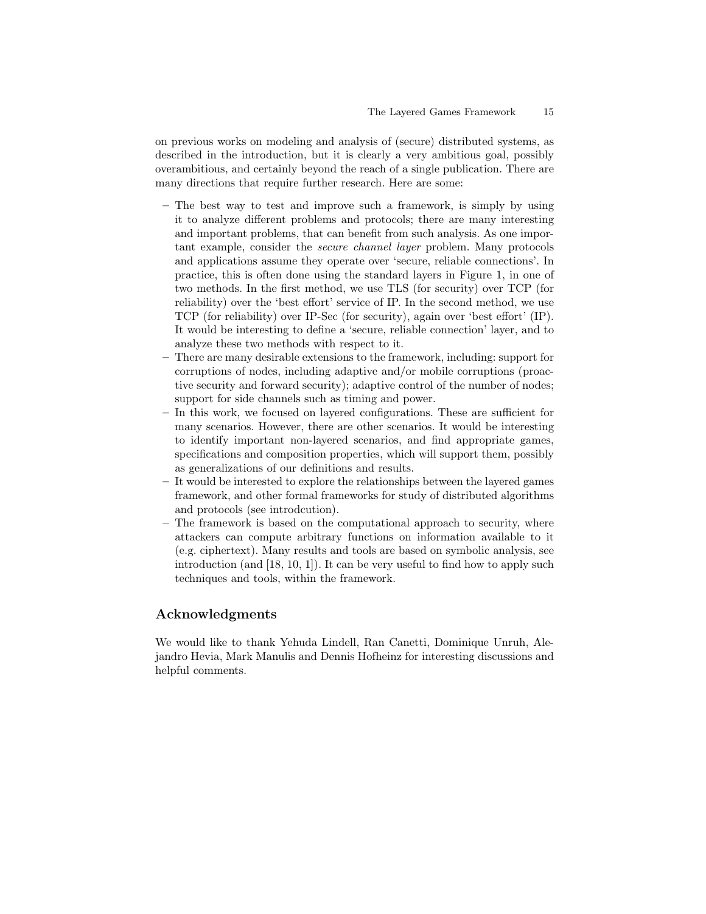on previous works on modeling and analysis of (secure) distributed systems, as described in the introduction, but it is clearly a very ambitious goal, possibly overambitious, and certainly beyond the reach of a single publication. There are many directions that require further research. Here are some:

- The best way to test and improve such a framework, is simply by using it to analyze different problems and protocols; there are many interesting and important problems, that can benefit from such analysis. As one important example, consider the *secure channel layer* problem. Many protocols and applications assume they operate over 'secure, reliable connections'. In practice, this is often done using the standard layers in Figure 1, in one of two methods. In the first method, we use TLS (for security) over TCP (for reliability) over the 'best effort' service of IP. In the second method, we use TCP (for reliability) over IP-Sec (for security), again over 'best effort' (IP). It would be interesting to define a 'secure, reliable connection' layer, and to analyze these two methods with respect to it.
- There are many desirable extensions to the framework, including: support for corruptions of nodes, including adaptive and/or mobile corruptions (proactive security and forward security); adaptive control of the number of nodes; support for side channels such as timing and power.
- In this work, we focused on layered configurations. These are sufficient for many scenarios. However, there are other scenarios. It would be interesting to identify important non-layered scenarios, and find appropriate games, specifications and composition properties, which will support them, possibly as generalizations of our definitions and results.
- It would be interested to explore the relationships between the layered games framework, and other formal frameworks for study of distributed algorithms and protocols (see introdcution).
- The framework is based on the computational approach to security, where attackers can compute arbitrary functions on information available to it (e.g. ciphertext). Many results and tools are based on symbolic analysis, see introduction (and [18, 10, 1]). It can be very useful to find how to apply such techniques and tools, within the framework.

## Acknowledgments

We would like to thank Yehuda Lindell, Ran Canetti, Dominique Unruh, Alejandro Hevia, Mark Manulis and Dennis Hofheinz for interesting discussions and helpful comments.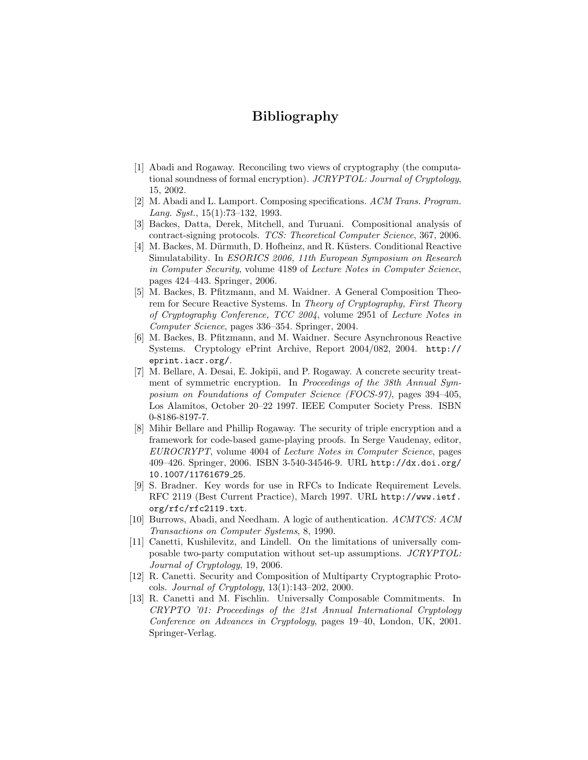# Bibliography

[1] Abadi and Rogaway. Reconciling two views of cryptography (the computational soundness of formal encryption). *JCRYPTOL: Journal of Cryptology*, 15, 2002.

[2] M. Abadi and L. Lamport. Composing specifications. *ACM Trans. Program. Lang. Syst.*, 15(1):73–132, 1993.

[3] Backes, Datta, Derek, Mitchell, and Turuani. Compositional analysis of contract-signing protocols. *TCS: Theoretical Computer Science*, 367, 2006.

[4] M. Backes, M. Dürmuth, D. Hofheinz, and R. Küsters. Conditional Reactive Simulatability. In *ESORICS 2006, 11th European Symposium on Research in Computer Security*, volume 4189 of *Lecture Notes in Computer Science*, pages 424–443. Springer, 2006.

[5] M. Backes, B. Pfitzmann, and M. Waidner. A General Composition Theorem for Secure Reactive Systems. In *Theory of Cryptography, First Theory of Cryptography Conference, TCC 2004*, volume 2951 of *Lecture Notes in Computer Science*, pages 336–354. Springer, 2004.

[6] M. Backes, B. Pfitzmann, and M. Waidner. Secure Asynchronous Reactive Systems. Cryptology ePrint Archive, Report 2004/082, 2004. `http://eprint.iacr.org/`.

[7] M. Bellare, A. Desai, E. Jokipii, and P. Rogaway. A concrete security treatment of symmetric encryption. In *Proceedings of the 38th Annual Symposium on Foundations of Computer Science (FOCS-97)*, pages 394–405, Los Alamitos, October 20–22 1997. IEEE Computer Society Press. ISBN 0-8186-8197-7.

[8] Mihir Bellare and Phillip Rogaway. The security of triple encryption and a framework for code-based game-playing proofs. In Serge Vaudenay, editor, *EUROCRYPT*, volume 4004 of *Lecture Notes in Computer Science*, pages 409–426. Springer, 2006. ISBN 3-540-34546-9. URL `http://dx.doi.org/10.1007/11761679_25`.

[9] S. Bradner. Key words for use in RFCs to Indicate Requirement Levels. RFC 2119 (Best Current Practice), March 1997. URL `http://www.ietf.org/rfc/rfc2119.txt`.

[10] Burrows, Abadi, and Needham. A logic of authentication. *ACMTCS: ACM Transactions on Computer Systems*, 8, 1990.

[11] Canetti, Kushilevitz, and Lindell. On the limitations of universally composable two-party computation without set-up assumptions. *JCRYPTOL: Journal of Cryptology*, 19, 2006.

[12] R. Canetti. Security and Composition of Multiparty Cryptographic Protocols. *Journal of Cryptology*, 13(1):143–202, 2000.

[13] R. Canetti and M. Fischlin. Universally Composable Commitments. In *CRYPTO '01: Proceedings of the 21st Annual International Cryptology Conference on Advances in Cryptology*, pages 19–40, London, UK, 2001. Springer-Verlag.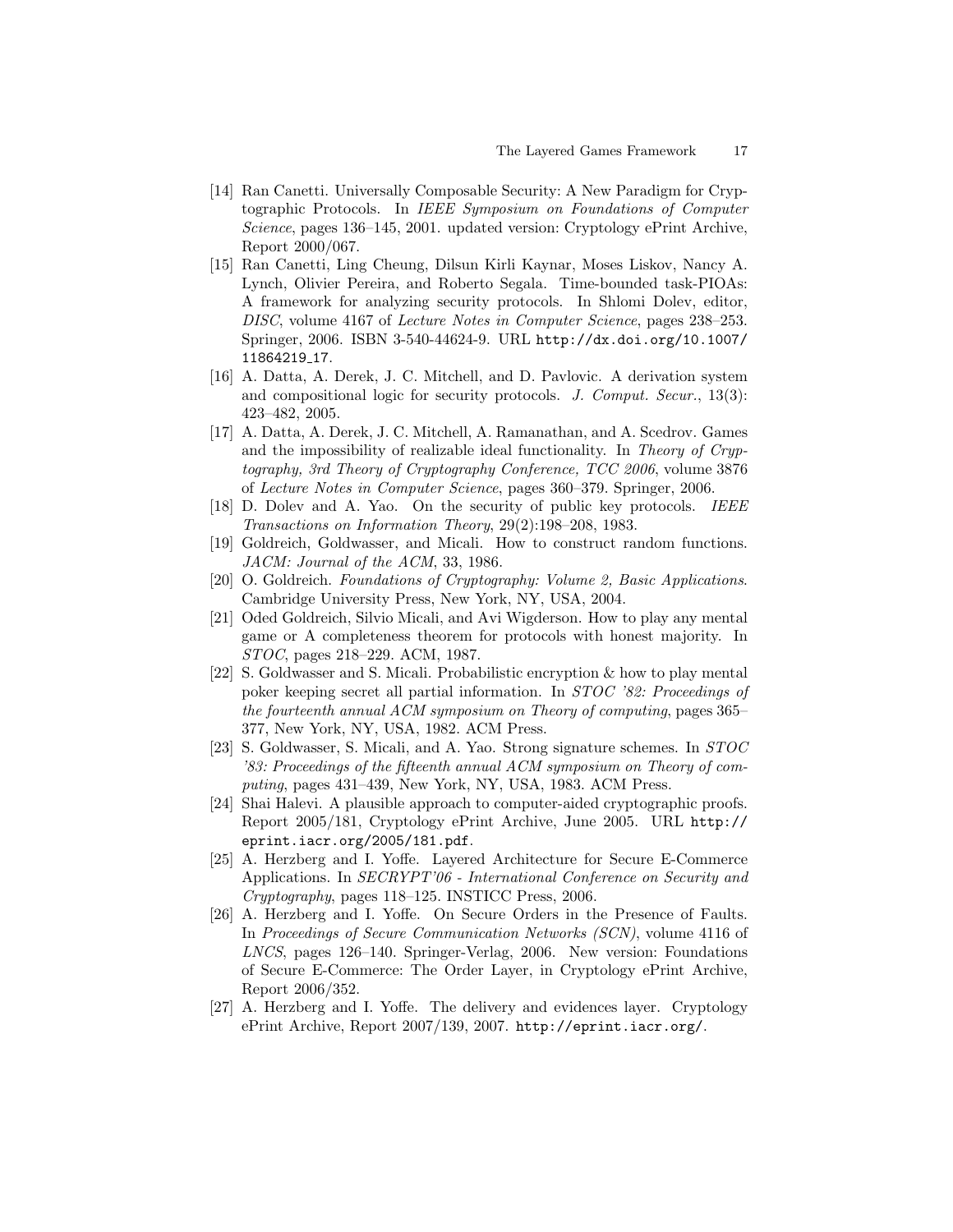[14] Ran Canetti. Universally Composable Security: A New Paradigm for Cryptographic Protocols. In *IEEE Symposium on Foundations of Computer Science*, pages 136–145, 2001. updated version: Cryptology ePrint Archive, Report 2000/067.

[15] Ran Canetti, Ling Cheung, Dilsun Kirli Kaynar, Moses Liskov, Nancy A. Lynch, Olivier Pereira, and Roberto Segala. Time-bounded task-PIOAs: A framework for analyzing security protocols. In Shlomi Dolev, editor, *DISC*, volume 4167 of *Lecture Notes in Computer Science*, pages 238–253. Springer, 2006. ISBN 3-540-44624-9. URL `http://dx.doi.org/10.1007/11864219_17`.

[16] A. Datta, A. Derek, J. C. Mitchell, and D. Pavlovic. A derivation system and compositional logic for security protocols. *J. Comput. Secur.*, 13(3): 423–482, 2005.

[17] A. Datta, A. Derek, J. C. Mitchell, A. Ramanathan, and A. Scedrov. Games and the impossibility of realizable ideal functionality. In *Theory of Cryptography, 3rd Theory of Cryptography Conference, TCC 2006*, volume 3876 of *Lecture Notes in Computer Science*, pages 360–379. Springer, 2006.

[18] D. Dolev and A. Yao. On the security of public key protocols. *IEEE Transactions on Information Theory*, 29(2):198–208, 1983.

[19] Goldreich, Goldwasser, and Micali. How to construct random functions. *JACM: Journal of the ACM*, 33, 1986.

[20] O. Goldreich. *Foundations of Cryptography: Volume 2, Basic Applications*. Cambridge University Press, New York, NY, USA, 2004.

[21] Oded Goldreich, Silvio Micali, and Avi Wigderson. How to play any mental game or A completeness theorem for protocols with honest majority. In *STOC*, pages 218–229. ACM, 1987.

[22] S. Goldwasser and S. Micali. Probabilistic encryption & how to play mental poker keeping secret all partial information. In *STOC '82: Proceedings of the fourteenth annual ACM symposium on Theory of computing*, pages 365–377, New York, NY, USA, 1982. ACM Press.

[23] S. Goldwasser, S. Micali, and A. Yao. Strong signature schemes. In *STOC '83: Proceedings of the fifteenth annual ACM symposium on Theory of computing*, pages 431–439, New York, NY, USA, 1983. ACM Press.

[24] Shai Halevi. A plausible approach to computer-aided cryptographic proofs. Report 2005/181, Cryptology ePrint Archive, June 2005. URL `http://eprint.iacr.org/2005/181.pdf`.

[25] A. Herzberg and I. Yoffe. Layered Architecture for Secure E-Commerce Applications. In *SECRYPT'06 - International Conference on Security and Cryptography*, pages 118–125. INSTICC Press, 2006.

[26] A. Herzberg and I. Yoffe. On Secure Orders in the Presence of Faults. In *Proceedings of Secure Communication Networks (SCN)*, volume 4116 of *LNCS*, pages 126–140. Springer-Verlag, 2006. New version: Foundations of Secure E-Commerce: The Order Layer, in Cryptology ePrint Archive, Report 2006/352.

[27] A. Herzberg and I. Yoffe. The delivery and evidences layer. Cryptology ePrint Archive, Report 2007/139, 2007. `http://eprint.iacr.org/`.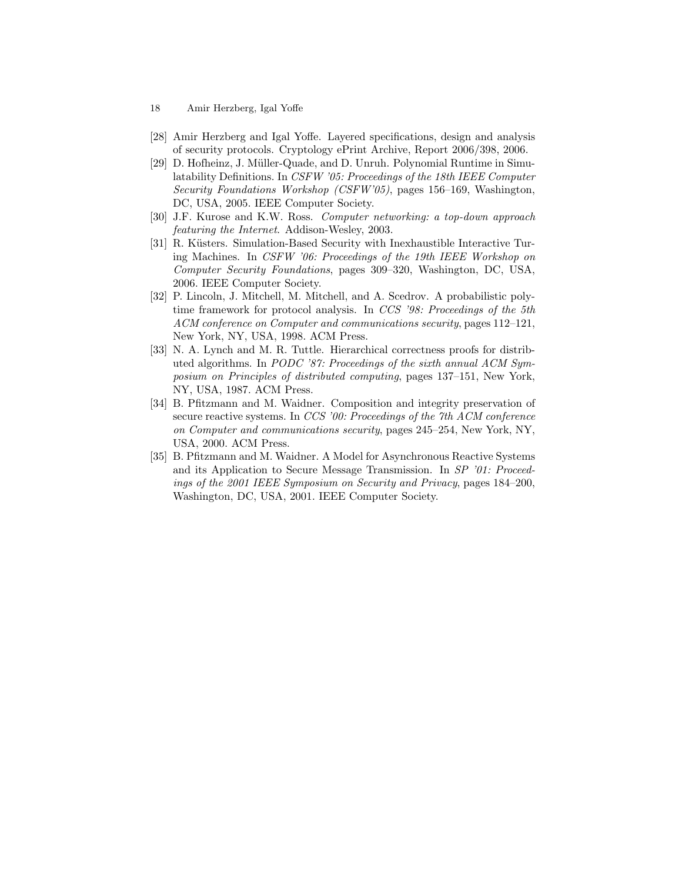[28] Amir Herzberg and Igal Yoffe. Layered specifications, design and analysis of security protocols. Cryptology ePrint Archive, Report 2006/398, 2006.

[29] D. Hofheinz, J. Müller-Quade, and D. Unruh. Polynomial Runtime in Simulatability Definitions. In *CSFW '05: Proceedings of the 18th IEEE Computer Security Foundations Workshop (CSFW'05)*, pages 156–169, Washington, DC, USA, 2005. IEEE Computer Society.

[30] J.F. Kurose and K.W. Ross. *Computer networking: a top-down approach featuring the Internet*. Addison-Wesley, 2003.

[31] R. Küsters. Simulation-Based Security with Inexhaustible Interactive Turing Machines. In *CSFW '06: Proceedings of the 19th IEEE Workshop on Computer Security Foundations*, pages 309–320, Washington, DC, USA, 2006. IEEE Computer Society.

[32] P. Lincoln, J. Mitchell, M. Mitchell, and A. Scedrov. A probabilistic polytime framework for protocol analysis. In *CCS '98: Proceedings of the 5th ACM conference on Computer and communications security*, pages 112–121, New York, NY, USA, 1998. ACM Press.

[33] N. A. Lynch and M. R. Tuttle. Hierarchical correctness proofs for distributed algorithms. In *PODC '87: Proceedings of the sixth annual ACM Symposium on Principles of distributed computing*, pages 137–151, New York, NY, USA, 1987. ACM Press.

[34] B. Pfitzmann and M. Waidner. Composition and integrity preservation of secure reactive systems. In *CCS '00: Proceedings of the 7th ACM conference on Computer and communications security*, pages 245–254, New York, NY, USA, 2000. ACM Press.

[35] B. Pfitzmann and M. Waidner. A Model for Asynchronous Reactive Systems and its Application to Secure Message Transmission. In *SP '01: Proceedings of the 2001 IEEE Symposium on Security and Privacy*, pages 184–200, Washington, DC, USA, 2001. IEEE Computer Society.